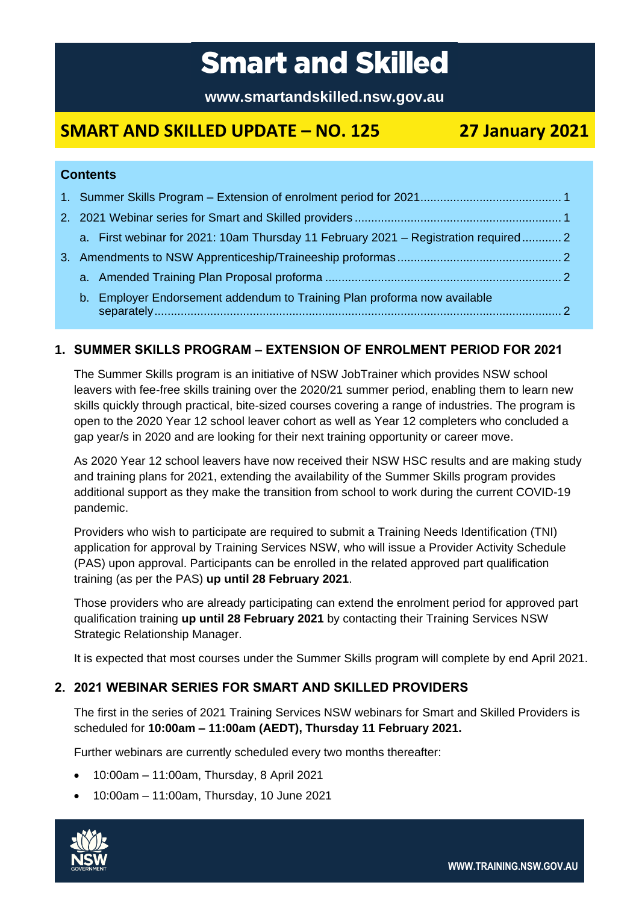# Smart and Skilled

**www.smartandskilled.nsw.gov.au**

## SMART AND SKILLED UPDATE – NO. 125 — 27 January 2021

**Contents**

1. Summer Skills Program – Extension of enrolment period for 2021 .......... 1
2. 2021 Webinar series for Smart and Skilled providers .......... 1
   a. First webinar for 2021: 10am Thursday 11 February 2021 – Registration required .......... 2
3. Amendments to NSW Apprenticeship/Traineeship proformas .......... 2
   a. Amended Training Plan Proposal proforma .......... 2
   b. Employer Endorsement addendum to Training Plan proforma now available separately .......... 2

### 1. SUMMER SKILLS PROGRAM – EXTENSION OF ENROLMENT PERIOD FOR 2021

The Summer Skills program is an initiative of NSW JobTrainer which provides NSW school leavers with fee-free skills training over the 2020/21 summer period, enabling them to learn new skills quickly through practical, bite-sized courses covering a range of industries. The program is open to the 2020 Year 12 school leaver cohort as well as Year 12 completers who concluded a gap year/s in 2020 and are looking for their next training opportunity or career move.

As 2020 Year 12 school leavers have now received their NSW HSC results and are making study and training plans for 2021, extending the availability of the Summer Skills program provides additional support as they make the transition from school to work during the current COVID-19 pandemic.

Providers who wish to participate are required to submit a Training Needs Identification (TNI) application for approval by Training Services NSW, who will issue a Provider Activity Schedule (PAS) upon approval. Participants can be enrolled in the related approved part qualification training (as per the PAS) **up until 28 February 2021**.

Those providers who are already participating can extend the enrolment period for approved part qualification training **up until 28 February 2021** by contacting their Training Services NSW Strategic Relationship Manager.

It is expected that most courses under the Summer Skills program will complete by end April 2021.

### 2. 2021 WEBINAR SERIES FOR SMART AND SKILLED PROVIDERS

The first in the series of 2021 Training Services NSW webinars for Smart and Skilled Providers is scheduled for **10:00am – 11:00am (AEDT), Thursday 11 February 2021.**

Further webinars are currently scheduled every two months thereafter:

- 10:00am – 11:00am, Thursday, 8 April 2021
- 10:00am – 11:00am, Thursday, 10 June 2021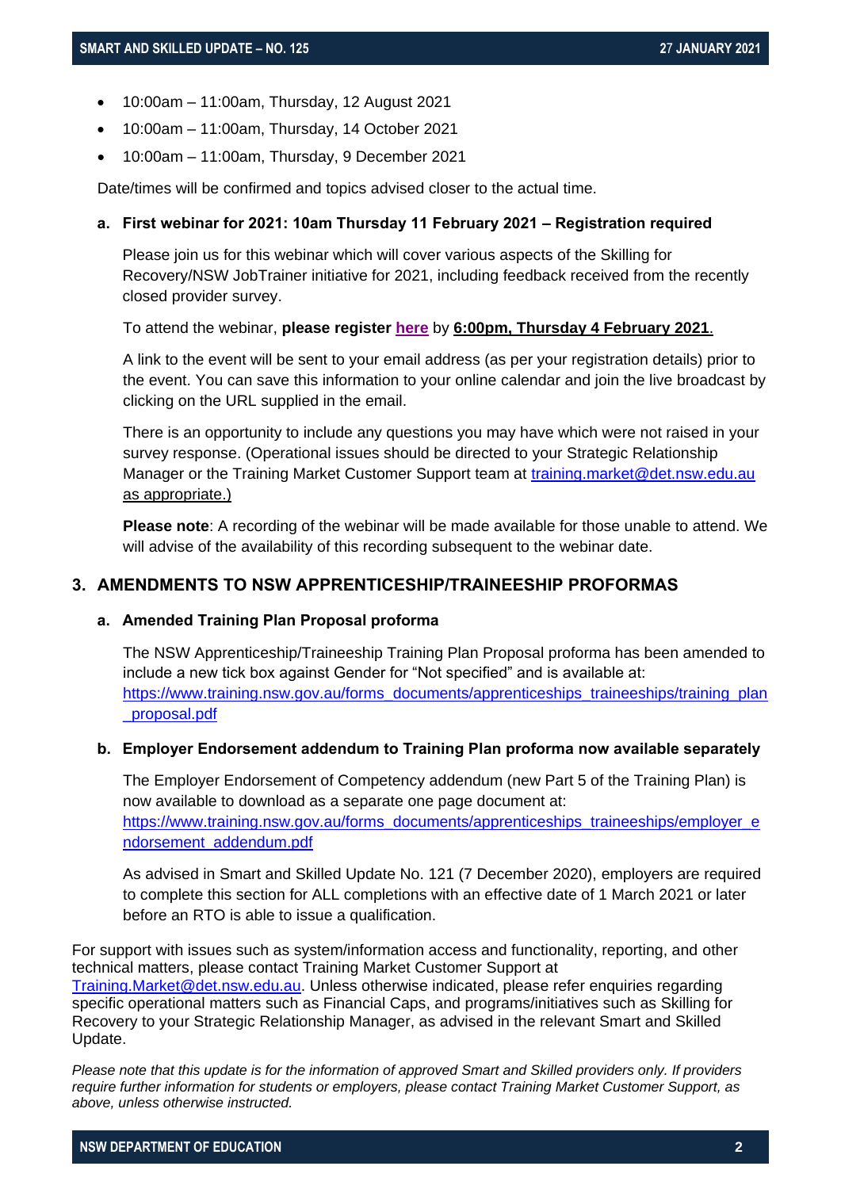- 10:00am – 11:00am, Thursday, 12 August 2021
- 10:00am – 11:00am, Thursday, 14 October 2021
- 10:00am – 11:00am, Thursday, 9 December 2021

Date/times will be confirmed and topics advised closer to the actual time.

#### a. First webinar for 2021: 10am Thursday 11 February 2021 – Registration required

Please join us for this webinar which will cover various aspects of the Skilling for Recovery/NSW JobTrainer initiative for 2021, including feedback received from the recently closed provider survey.

To attend the webinar, **please register here** by **6:00pm, Thursday 4 February 2021**.

A link to the event will be sent to your email address (as per your registration details) prior to the event. You can save this information to your online calendar and join the live broadcast by clicking on the URL supplied in the email.

There is an opportunity to include any questions you may have which were not raised in your survey response. (Operational issues should be directed to your Strategic Relationship Manager or the Training Market Customer Support team at training.market@det.nsw.edu.au as appropriate.)

**Please note**: A recording of the webinar will be made available for those unable to attend. We will advise of the availability of this recording subsequent to the webinar date.

### 3. AMENDMENTS TO NSW APPRENTICESHIP/TRAINEESHIP PROFORMAS

#### a. Amended Training Plan Proposal proforma

The NSW Apprenticeship/Traineeship Training Plan Proposal proforma has been amended to include a new tick box against Gender for "Not specified" and is available at: https://www.training.nsw.gov.au/forms_documents/apprenticeships_traineeships/training_plan_proposal.pdf

#### b. Employer Endorsement addendum to Training Plan proforma now available separately

The Employer Endorsement of Competency addendum (new Part 5 of the Training Plan) is now available to download as a separate one page document at: https://www.training.nsw.gov.au/forms_documents/apprenticeships_traineeships/employer_endorsement_addendum.pdf

As advised in Smart and Skilled Update No. 121 (7 December 2020), employers are required to complete this section for ALL completions with an effective date of 1 March 2021 or later before an RTO is able to issue a qualification.

For support with issues such as system/information access and functionality, reporting, and other technical matters, please contact Training Market Customer Support at Training.Market@det.nsw.edu.au. Unless otherwise indicated, please refer enquiries regarding specific operational matters such as Financial Caps, and programs/initiatives such as Skilling for Recovery to your Strategic Relationship Manager, as advised in the relevant Smart and Skilled Update.

*Please note that this update is for the information of approved Smart and Skilled providers only. If providers require further information for students or employers, please contact Training Market Customer Support, as above, unless otherwise instructed.*